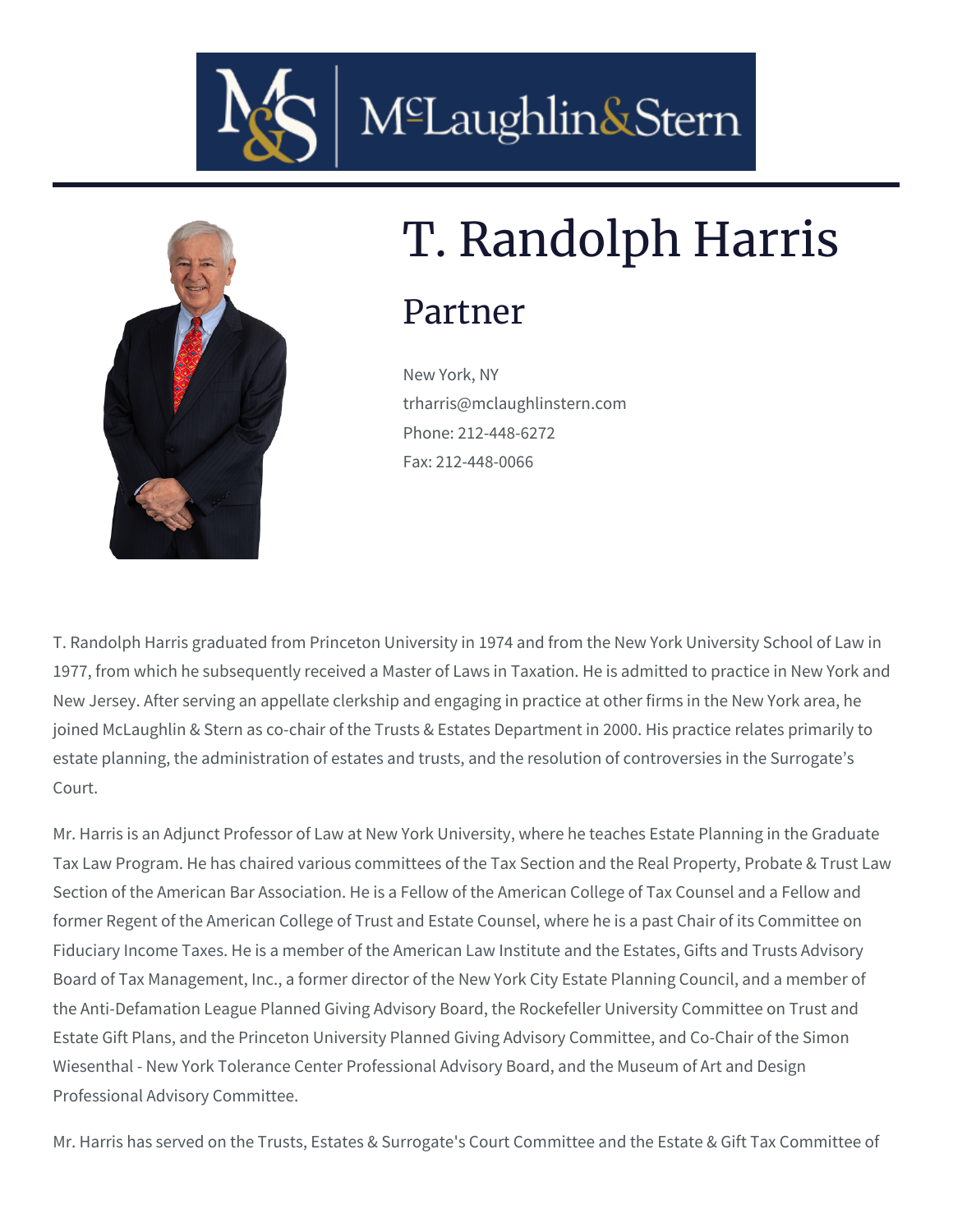# T. Randolph Harris

## Partner

New York, NY
trharris@mclaughlinstern.com
Phone: 212-448-6272
Fax: 212-448-0066

T. Randolph Harris graduated from Princeton University in 1974 and from the New York University School of Law in 1977, from which he subsequently received a Master of Laws in Taxation. He is admitted to practice in New York and New Jersey. After serving an appellate clerkship and engaging in practice at other firms in the New York area, he joined McLaughlin & Stern as co-chair of the Trusts & Estates Department in 2000. His practice relates primarily to estate planning, the administration of estates and trusts, and the resolution of controversies in the Surrogate's Court.

Mr. Harris is an Adjunct Professor of Law at New York University, where he teaches Estate Planning in the Graduate Tax Law Program. He has chaired various committees of the Tax Section and the Real Property, Probate & Trust Law Section of the American Bar Association. He is a Fellow of the American College of Tax Counsel and a Fellow and former Regent of the American College of Trust and Estate Counsel, where he is a past Chair of its Committee on Fiduciary Income Taxes. He is a member of the American Law Institute and the Estates, Gifts and Trusts Advisory Board of Tax Management, Inc., a former director of the New York City Estate Planning Council, and a member of the Anti-Defamation League Planned Giving Advisory Board, the Rockefeller University Committee on Trust and Estate Gift Plans, and the Princeton University Planned Giving Advisory Committee, and Co-Chair of the Simon Wiesenthal - New York Tolerance Center Professional Advisory Board, and the Museum of Art and Design Professional Advisory Committee.

Mr. Harris has served on the Trusts, Estates & Surrogate's Court Committee and the Estate & Gift Tax Committee of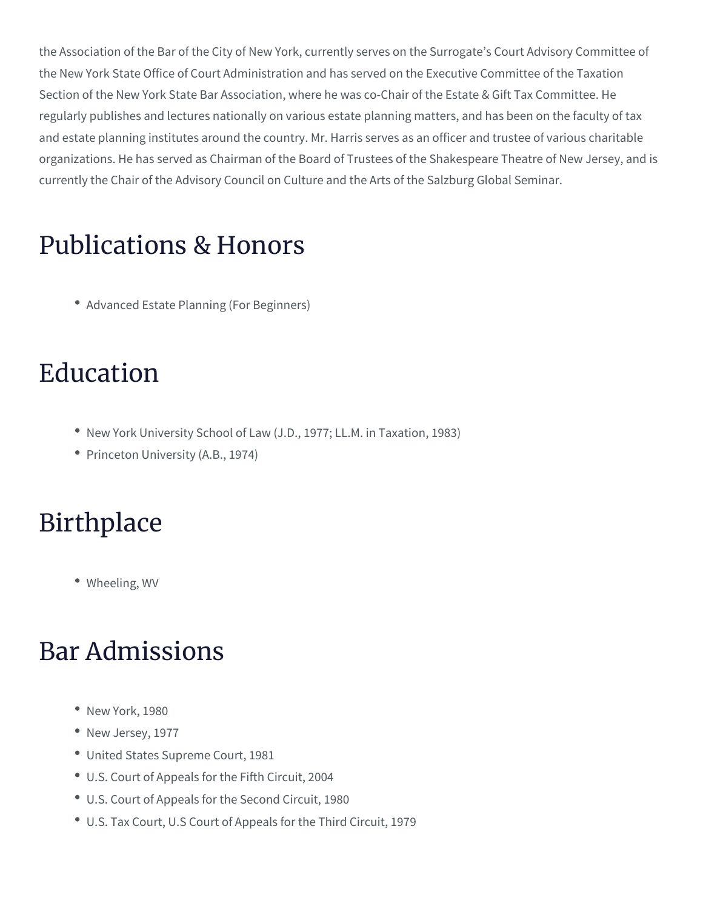the Association of the Bar of the City of New York, currently serves on the Surrogate's Court Advisory Committee of the New York State Office of Court Administration and has served on the Executive Committee of the Taxation Section of the New York State Bar Association, where he was co-Chair of the Estate & Gift Tax Committee. He regularly publishes and lectures nationally on various estate planning matters, and has been on the faculty of tax and estate planning institutes around the country. Mr. Harris serves as an officer and trustee of various charitable organizations. He has served as Chairman of the Board of Trustees of the Shakespeare Theatre of New Jersey, and is currently the Chair of the Advisory Council on Culture and the Arts of the Salzburg Global Seminar.

## Publications & Honors

- Advanced Estate Planning (For Beginners)

## Education

- New York University School of Law (J.D., 1977; LL.M. in Taxation, 1983)
- Princeton University (A.B., 1974)

## Birthplace

- Wheeling, WV

## Bar Admissions

- New York, 1980
- New Jersey, 1977
- United States Supreme Court, 1981
- U.S. Court of Appeals for the Fifth Circuit, 2004
- U.S. Court of Appeals for the Second Circuit, 1980
- U.S. Tax Court, U.S Court of Appeals for the Third Circuit, 1979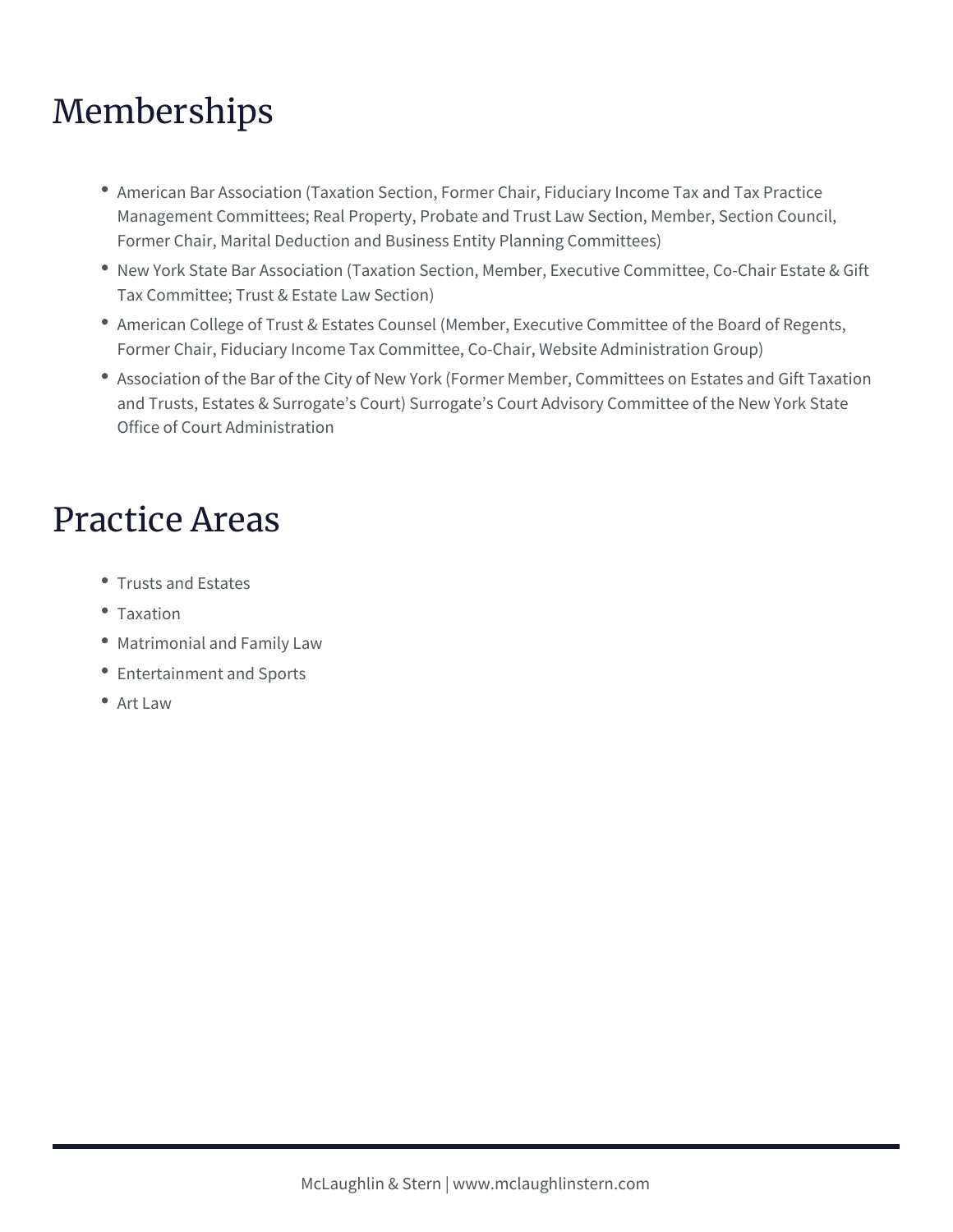# Memberships

- American Bar Association (Taxation Section, Former Chair, Fiduciary Income Tax and Tax Practice Management Committees; Real Property, Probate and Trust Law Section, Member, Section Council, Former Chair, Marital Deduction and Business Entity Planning Committees)
- New York State Bar Association (Taxation Section, Member, Executive Committee, Co-Chair Estate & Gift Tax Committee; Trust & Estate Law Section)
- American College of Trust & Estates Counsel (Member, Executive Committee of the Board of Regents, Former Chair, Fiduciary Income Tax Committee, Co-Chair, Website Administration Group)
- Association of the Bar of the City of New York (Former Member, Committees on Estates and Gift Taxation and Trusts, Estates & Surrogate's Court) Surrogate's Court Advisory Committee of the New York State Office of Court Administration

# Practice Areas

- Trusts and Estates
- Taxation
- Matrimonial and Family Law
- Entertainment and Sports
- Art Law